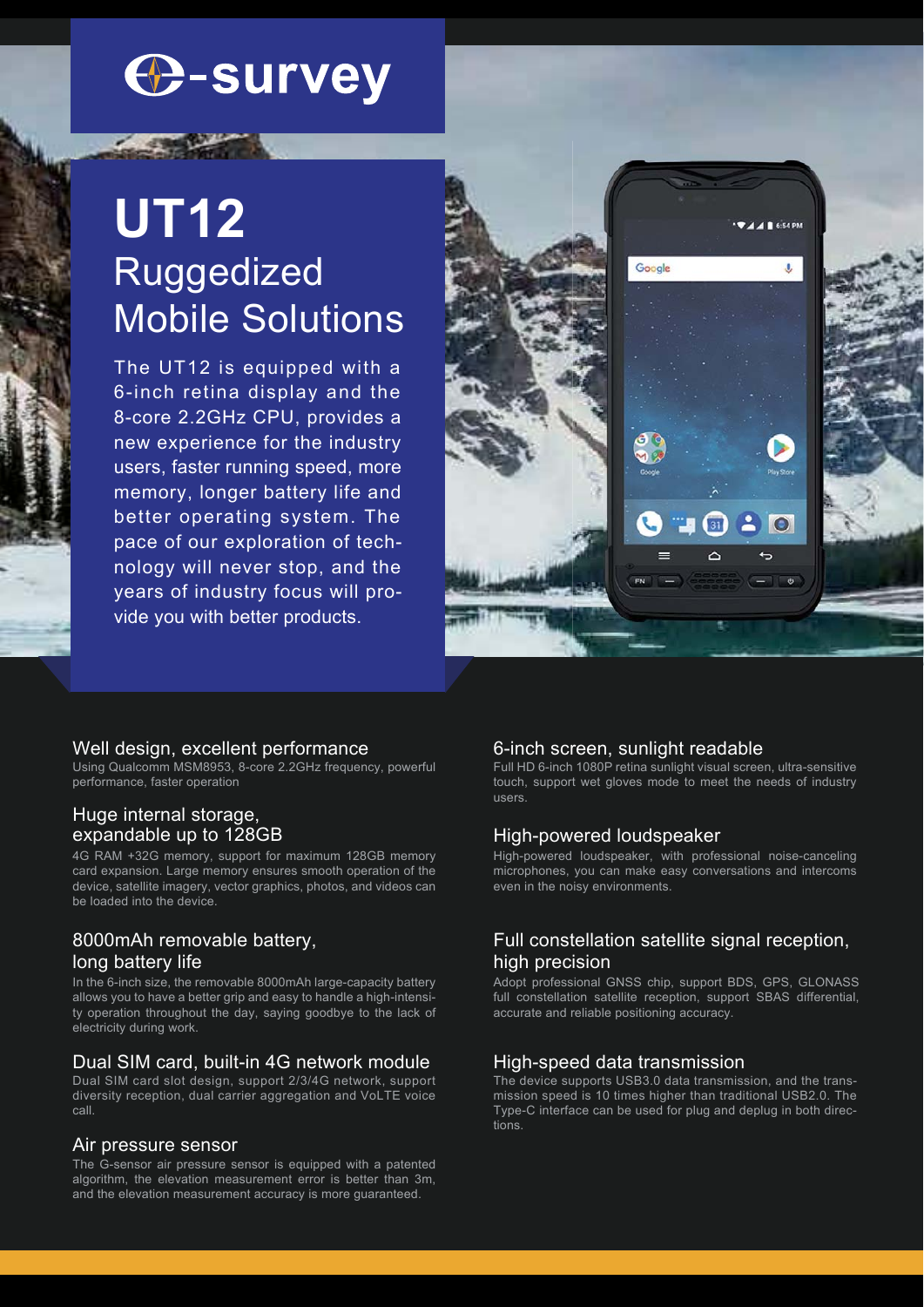# UT12

## Ruggedized Mobile Solutions

The UT12 is equipped with a 6-inch retina display and the 8-core 2.2GHz CPU, provides a new experience for the industry users, faster running speed, more memory, longer battery life and better operating system. The pace of our exploration of technology will never stop, and the years of industry focus will provide you with better products.

### Well design, excellent performance

Using Qualcomm MSM8953, 8-core 2.2GHz frequency, powerful performance, faster operation

### Huge internal storage, expandable up to 128GB

4G RAM +32G memory, support for maximum 128GB memory card expansion. Large memory ensures smooth operation of the device, satellite imagery, vector graphics, photos, and videos can be loaded into the device.

### 8000mAh removable battery, long battery life

In the 6-inch size, the removable 8000mAh large-capacity battery allows you to have a better grip and easy to handle a high-intensity operation throughout the day, saying goodbye to the lack of electricity during work.

### Dual SIM card, built-in 4G network module

Dual SIM card slot design, support 2/3/4G network, support diversity reception, dual carrier aggregation and VoLTE voice call.

### Air pressure sensor

The G-sensor air pressure sensor is equipped with a patented algorithm, the elevation measurement error is better than 3m, and the elevation measurement accuracy is more guaranteed.

### 6-inch screen, sunlight readable

Full HD 6-inch 1080P retina sunlight visual screen, ultra-sensitive touch, support wet gloves mode to meet the needs of industry users.

### High-powered loudspeaker

High-powered loudspeaker, with professional noise-canceling microphones, you can make easy conversations and intercoms even in the noisy environments.

### Full constellation satellite signal reception, high precision

Adopt professional GNSS chip, support BDS, GPS, GLONASS full constellation satellite reception, support SBAS differential, accurate and reliable positioning accuracy.

### High-speed data transmission

The device supports USB3.0 data transmission, and the transmission speed is 10 times higher than traditional USB2.0. The Type-C interface can be used for plug and deplug in both directions.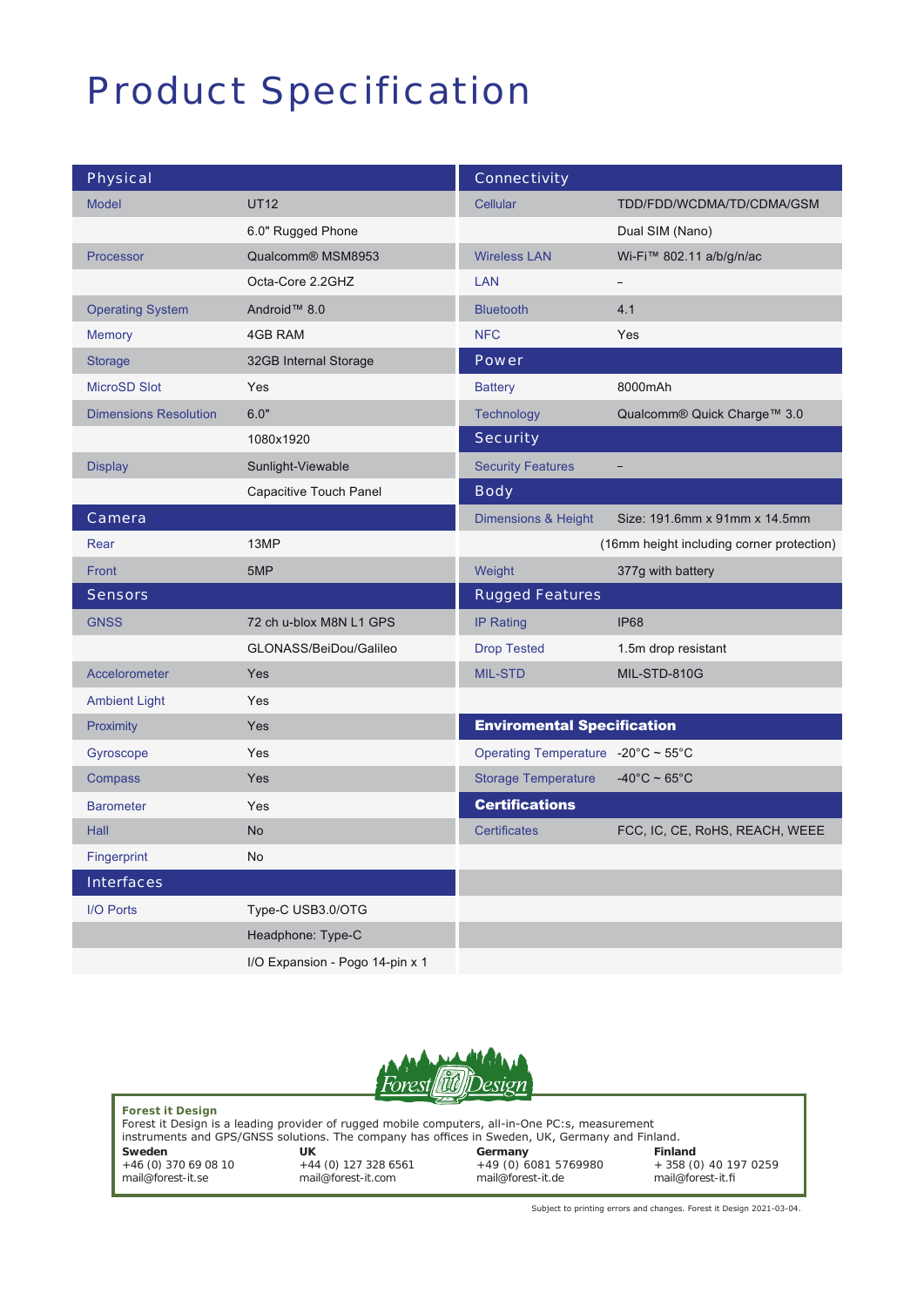# Product Specification

| Physical | |
|---|---|
| Model | UT12 |
| | 6.0" Rugged Phone |
| Processor | Qualcomm® MSM8953 |
| | Octa-Core 2.2GHZ |
| Operating System | Android™ 8.0 |
| Memory | 4GB RAM |
| Storage | 32GB Internal Storage |
| MicroSD Slot | Yes |
| Dimensions Resolution | 6.0" |
| | 1080x1920 |
| Display | Sunlight-Viewable |
| | Capacitive Touch Panel |

| Camera | |
|---|---|
| Rear | 13MP |
| Front | 5MP |

| Sensors | |
|---|---|
| GNSS | 72 ch u-blox M8N L1 GPS |
| | GLONASS/BeiDou/Galileo |
| Accelorometer | Yes |
| Ambient Light | Yes |
| Proximity | Yes |
| Gyroscope | Yes |
| Compass | Yes |
| Barometer | Yes |
| Hall | No |
| Fingerprint | No |

| Interfaces | |
|---|---|
| I/O Ports | Type-C USB3.0/OTG |
| | Headphone: Type-C |
| | I/O Expansion - Pogo 14-pin x 1 |

| Connectivity | |
|---|---|
| Cellular | TDD/FDD/WCDMA/TD/CDMA/GSM |
| | Dual SIM (Nano) |
| Wireless LAN | Wi-Fi™ 802.11 a/b/g/n/ac |
| LAN | – |
| Bluetooth | 4.1 |
| NFC | Yes |

| Power | |
|---|---|
| Battery | 8000mAh |
| Technology | Qualcomm® Quick Charge™ 3.0 |

| Security | |
|---|---|
| Security Features | – |

| Body | |
|---|---|
| Dimensions & Height | Size: 191.6mm x 91mm x 14.5mm |
| | (16mm height including corner protection) |
| Weight | 377g with battery |

| Rugged Features | |
|---|---|
| IP Rating | IP68 |
| Drop Tested | 1.5m drop resistant |
| MIL-STD | MIL-STD-810G |

| **Enviromental Specification** | |
|---|---|
| Operating Temperature | -20°C ~ 55°C |
| Storage Temperature | -40°C ~ 65°C |

| **Certifications** | |
|---|---|
| Certificates | FCC, IC, CE, RoHS, REACH, WEEE |

**Forest it Design**
Forest it Design is a leading provider of rugged mobile computers, all-in-One PC:s, measurement instruments and GPS/GNSS solutions. The company has offices in Sweden, UK, Germany and Finland.

| Sweden | UK | Germany | Finland |
|---|---|---|---|
| +46 (0) 370 69 08 10 | +44 (0) 127 328 6561 | +49 (0) 6081 5769980 | + 358 (0) 40 197 0259 |
| mail@forest-it.se | mail@forest-it.com | mail@forest-it.de | mail@forest-it.fi |

Subject to printing errors and changes. Forest it Design 2021-03-04.